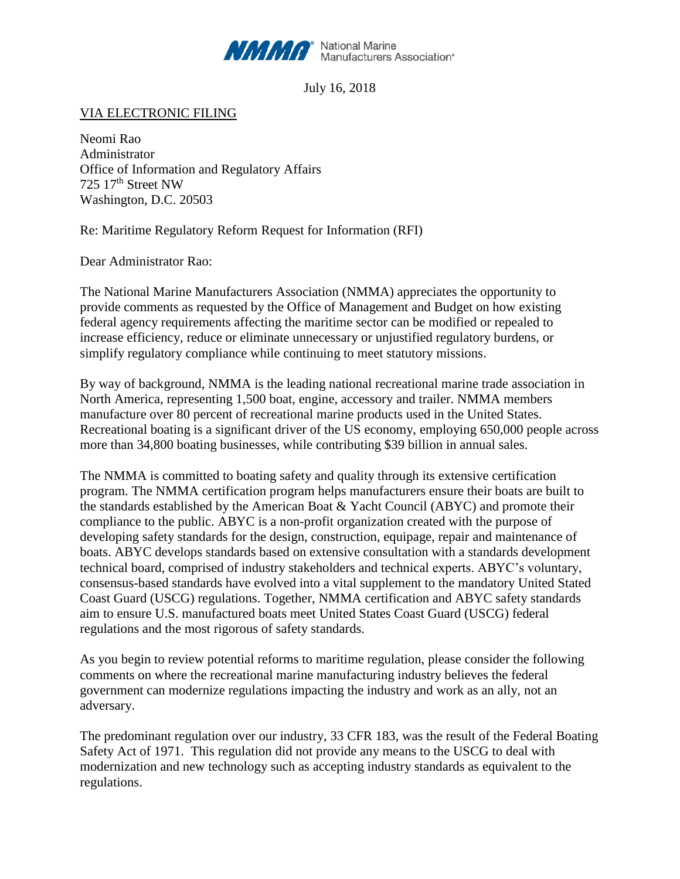NMMA® National Marine Manufacturers Association®

July 16, 2018

VIA ELECTRONIC FILING

Neomi Rao
Administrator
Office of Information and Regulatory Affairs
725 17th Street NW
Washington, D.C. 20503

Re: Maritime Regulatory Reform Request for Information (RFI)

Dear Administrator Rao:

The National Marine Manufacturers Association (NMMA) appreciates the opportunity to provide comments as requested by the Office of Management and Budget on how existing federal agency requirements affecting the maritime sector can be modified or repealed to increase efficiency, reduce or eliminate unnecessary or unjustified regulatory burdens, or simplify regulatory compliance while continuing to meet statutory missions.

By way of background, NMMA is the leading national recreational marine trade association in North America, representing 1,500 boat, engine, accessory and trailer. NMMA members manufacture over 80 percent of recreational marine products used in the United States. Recreational boating is a significant driver of the US economy, employing 650,000 people across more than 34,800 boating businesses, while contributing $39 billion in annual sales.

The NMMA is committed to boating safety and quality through its extensive certification program. The NMMA certification program helps manufacturers ensure their boats are built to the standards established by the American Boat & Yacht Council (ABYC) and promote their compliance to the public. ABYC is a non-profit organization created with the purpose of developing safety standards for the design, construction, equipage, repair and maintenance of boats. ABYC develops standards based on extensive consultation with a standards development technical board, comprised of industry stakeholders and technical experts. ABYC's voluntary, consensus-based standards have evolved into a vital supplement to the mandatory United Stated Coast Guard (USCG) regulations. Together, NMMA certification and ABYC safety standards aim to ensure U.S. manufactured boats meet United States Coast Guard (USCG) federal regulations and the most rigorous of safety standards.

As you begin to review potential reforms to maritime regulation, please consider the following comments on where the recreational marine manufacturing industry believes the federal government can modernize regulations impacting the industry and work as an ally, not an adversary.

The predominant regulation over our industry, 33 CFR 183, was the result of the Federal Boating Safety Act of 1971. This regulation did not provide any means to the USCG to deal with modernization and new technology such as accepting industry standards as equivalent to the regulations.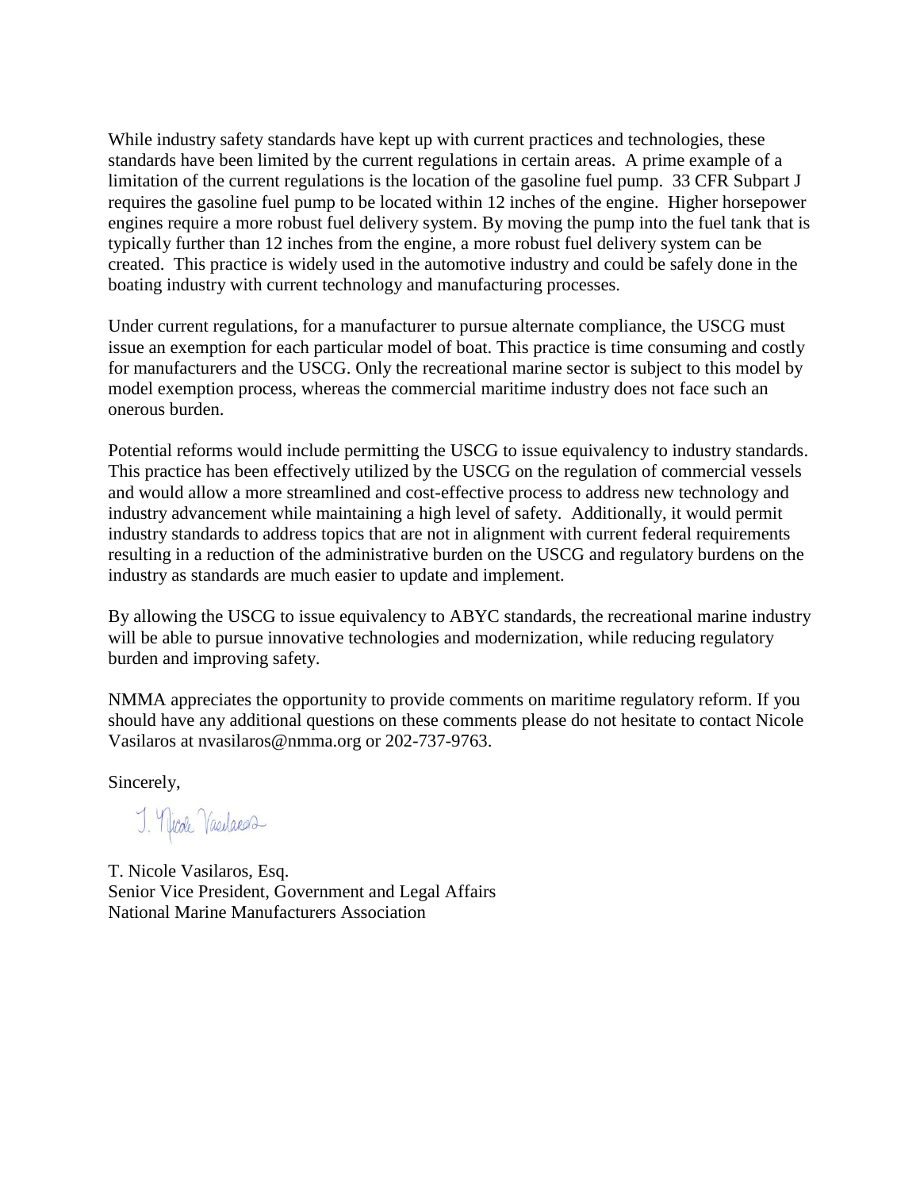While industry safety standards have kept up with current practices and technologies, these standards have been limited by the current regulations in certain areas. A prime example of a limitation of the current regulations is the location of the gasoline fuel pump. 33 CFR Subpart J requires the gasoline fuel pump to be located within 12 inches of the engine. Higher horsepower engines require a more robust fuel delivery system. By moving the pump into the fuel tank that is typically further than 12 inches from the engine, a more robust fuel delivery system can be created. This practice is widely used in the automotive industry and could be safely done in the boating industry with current technology and manufacturing processes.

Under current regulations, for a manufacturer to pursue alternate compliance, the USCG must issue an exemption for each particular model of boat. This practice is time consuming and costly for manufacturers and the USCG. Only the recreational marine sector is subject to this model by model exemption process, whereas the commercial maritime industry does not face such an onerous burden.

Potential reforms would include permitting the USCG to issue equivalency to industry standards. This practice has been effectively utilized by the USCG on the regulation of commercial vessels and would allow a more streamlined and cost-effective process to address new technology and industry advancement while maintaining a high level of safety. Additionally, it would permit industry standards to address topics that are not in alignment with current federal requirements resulting in a reduction of the administrative burden on the USCG and regulatory burdens on the industry as standards are much easier to update and implement.

By allowing the USCG to issue equivalency to ABYC standards, the recreational marine industry will be able to pursue innovative technologies and modernization, while reducing regulatory burden and improving safety.

NMMA appreciates the opportunity to provide comments on maritime regulatory reform. If you should have any additional questions on these comments please do not hesitate to contact Nicole Vasilaros at nvasilaros@nmma.org or 202-737-9763.

Sincerely,

T. Nicole Vasilaros

T. Nicole Vasilaros, Esq.
Senior Vice President, Government and Legal Affairs
National Marine Manufacturers Association